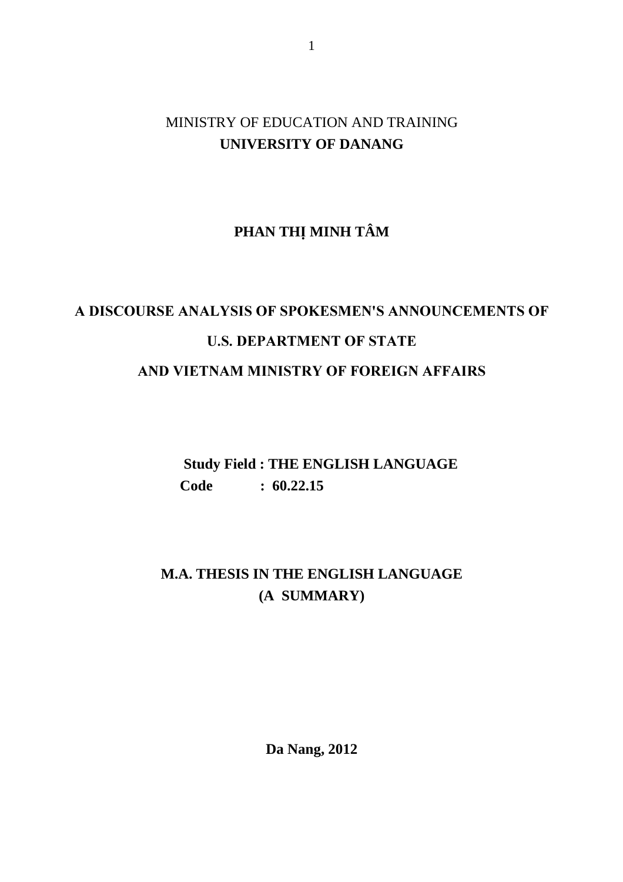MINISTRY OF EDUCATION AND TRAINING

**UNIVERSITY OF DANANG**

**PHAN THỊ MINH TÂM**

# A DISCOURSE ANALYSIS OF SPOKESMEN'S ANNOUNCEMENTS OF U.S. DEPARTMENT OF STATE AND VIETNAM MINISTRY OF FOREIGN AFFAIRS

**Study Field : THE ENGLISH LANGUAGE**

**Code : 60.22.15**

**M.A. THESIS IN THE ENGLISH LANGUAGE**

**(A SUMMARY)**

**Da Nang, 2012**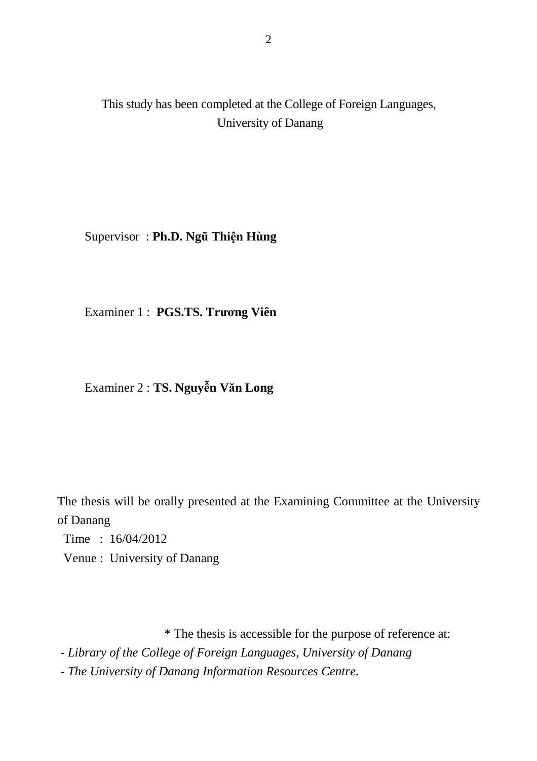This study has been completed at the College of Foreign Languages, University of Danang

Supervisor : **Ph.D. Ngũ Thiện Hùng**

Examiner 1 : **PGS.TS. Trương Viên**

Examiner 2 : **TS. Nguyễn Văn Long**

The thesis will be orally presented at the Examining Committee at the University of Danang

Time : 16/04/2012

Venue : University of Danang

\* The thesis is accessible for the purpose of reference at:

- *Library of the College of Foreign Languages, University of Danang*
- *The University of Danang Information Resources Centre.*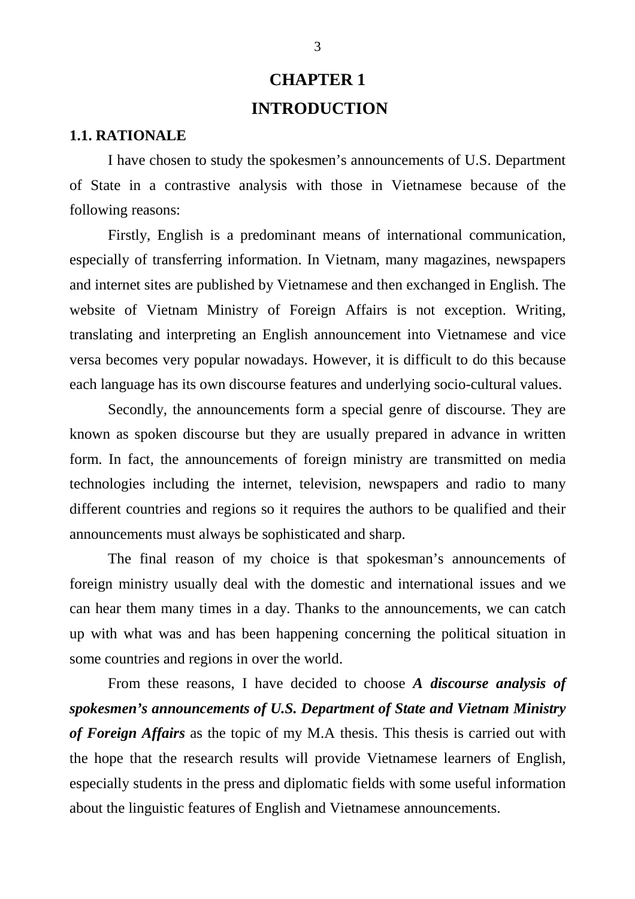# CHAPTER 1

# INTRODUCTION

## 1.1. RATIONALE

I have chosen to study the spokesmen's announcements of U.S. Department of State in a contrastive analysis with those in Vietnamese because of the following reasons:

Firstly, English is a predominant means of international communication, especially of transferring information. In Vietnam, many magazines, newspapers and internet sites are published by Vietnamese and then exchanged in English. The website of Vietnam Ministry of Foreign Affairs is not exception. Writing, translating and interpreting an English announcement into Vietnamese and vice versa becomes very popular nowadays. However, it is difficult to do this because each language has its own discourse features and underlying socio-cultural values.

Secondly, the announcements form a special genre of discourse. They are known as spoken discourse but they are usually prepared in advance in written form. In fact, the announcements of foreign ministry are transmitted on media technologies including the internet, television, newspapers and radio to many different countries and regions so it requires the authors to be qualified and their announcements must always be sophisticated and sharp.

The final reason of my choice is that spokesman's announcements of foreign ministry usually deal with the domestic and international issues and we can hear them many times in a day. Thanks to the announcements, we can catch up with what was and has been happening concerning the political situation in some countries and regions in over the world.

From these reasons, I have decided to choose ***A discourse analysis of spokesmen's announcements of U.S. Department of State and Vietnam Ministry of Foreign Affairs*** as the topic of my M.A thesis. This thesis is carried out with the hope that the research results will provide Vietnamese learners of English, especially students in the press and diplomatic fields with some useful information about the linguistic features of English and Vietnamese announcements.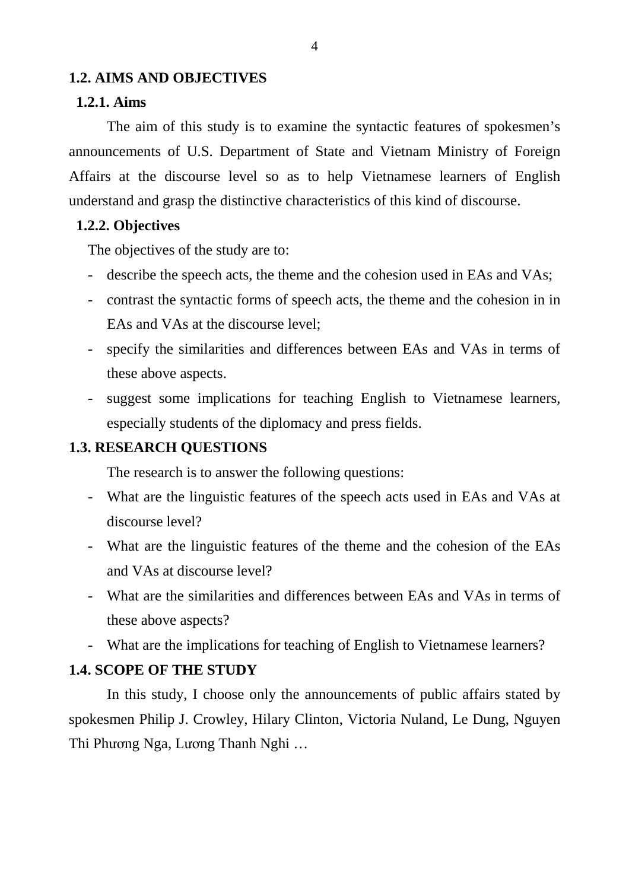## 1.2. AIMS AND OBJECTIVES

### 1.2.1. Aims

The aim of this study is to examine the syntactic features of spokesmen's announcements of U.S. Department of State and Vietnam Ministry of Foreign Affairs at the discourse level so as to help Vietnamese learners of English understand and grasp the distinctive characteristics of this kind of discourse.

### 1.2.2. Objectives

The objectives of the study are to:

- describe the speech acts, the theme and the cohesion used in EAs and VAs;
- contrast the syntactic forms of speech acts, the theme and the cohesion in in EAs and VAs at the discourse level;
- specify the similarities and differences between EAs and VAs in terms of these above aspects.
- suggest some implications for teaching English to Vietnamese learners, especially students of the diplomacy and press fields.

## 1.3. RESEARCH QUESTIONS

The research is to answer the following questions:

- What are the linguistic features of the speech acts used in EAs and VAs at discourse level?
- What are the linguistic features of the theme and the cohesion of the EAs and VAs at discourse level?
- What are the similarities and differences between EAs and VAs in terms of these above aspects?
- What are the implications for teaching of English to Vietnamese learners?

## 1.4. SCOPE OF THE STUDY

In this study, I choose only the announcements of public affairs stated by spokesmen Philip J. Crowley, Hilary Clinton, Victoria Nuland, Le Dung, Nguyen Thi Phương Nga, Lương Thanh Nghi …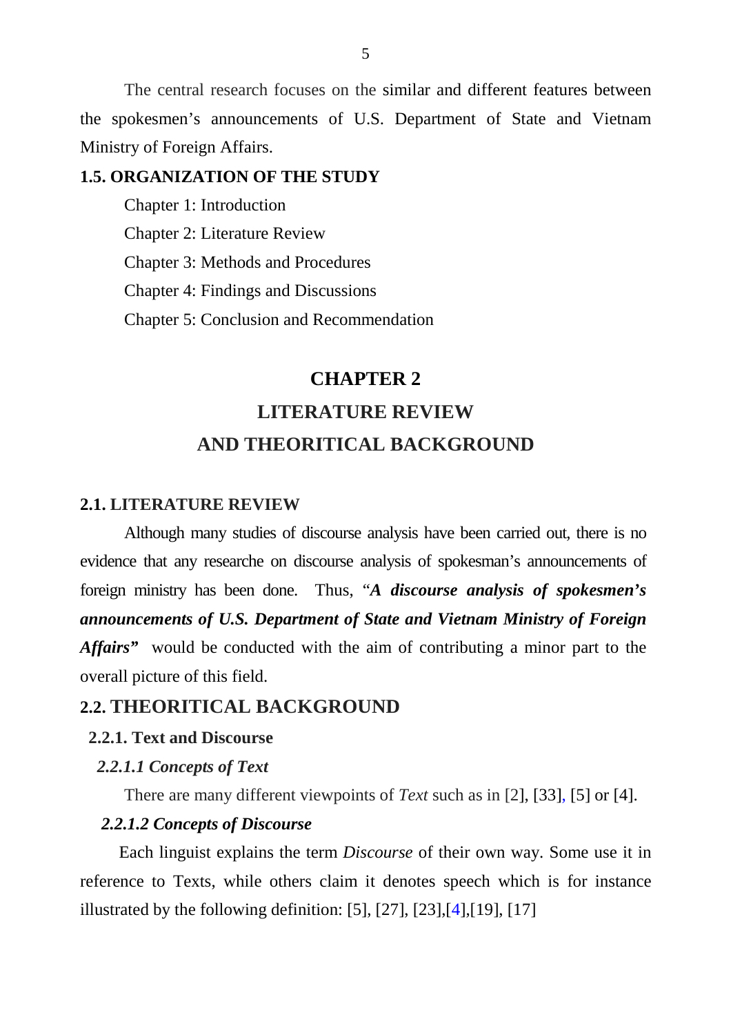The central research focuses on the similar and different features between the spokesmen's announcements of U.S. Department of State and Vietnam Ministry of Foreign Affairs.

### 1.5. ORGANIZATION OF THE STUDY

Chapter 1: Introduction

Chapter 2: Literature Review

Chapter 3: Methods and Procedures

Chapter 4: Findings and Discussions

Chapter 5: Conclusion and Recommendation

# CHAPTER 2

# LITERATURE REVIEW AND THEORITICAL BACKGROUND

## 2.1. LITERATURE REVIEW

Although many studies of discourse analysis have been carried out, there is no evidence that any researche on discourse analysis of spokesman's announcements of foreign ministry has been done. Thus, "***A discourse analysis of spokesmen's announcements of U.S. Department of State and Vietnam Ministry of Foreign Affairs***" would be conducted with the aim of contributing a minor part to the overall picture of this field.

## 2.2. THEORITICAL BACKGROUND

### 2.2.1. Text and Discourse

#### *2.2.1.1 Concepts of Text*

There are many different viewpoints of *Text* such as in [2], [33], [5] or [4].

#### *2.2.1.2 Concepts of Discourse*

Each linguist explains the term *Discourse* of their own way. Some use it in reference to Texts, while others claim it denotes speech which is for instance illustrated by the following definition: [5], [27], [23],[4],[19], [17]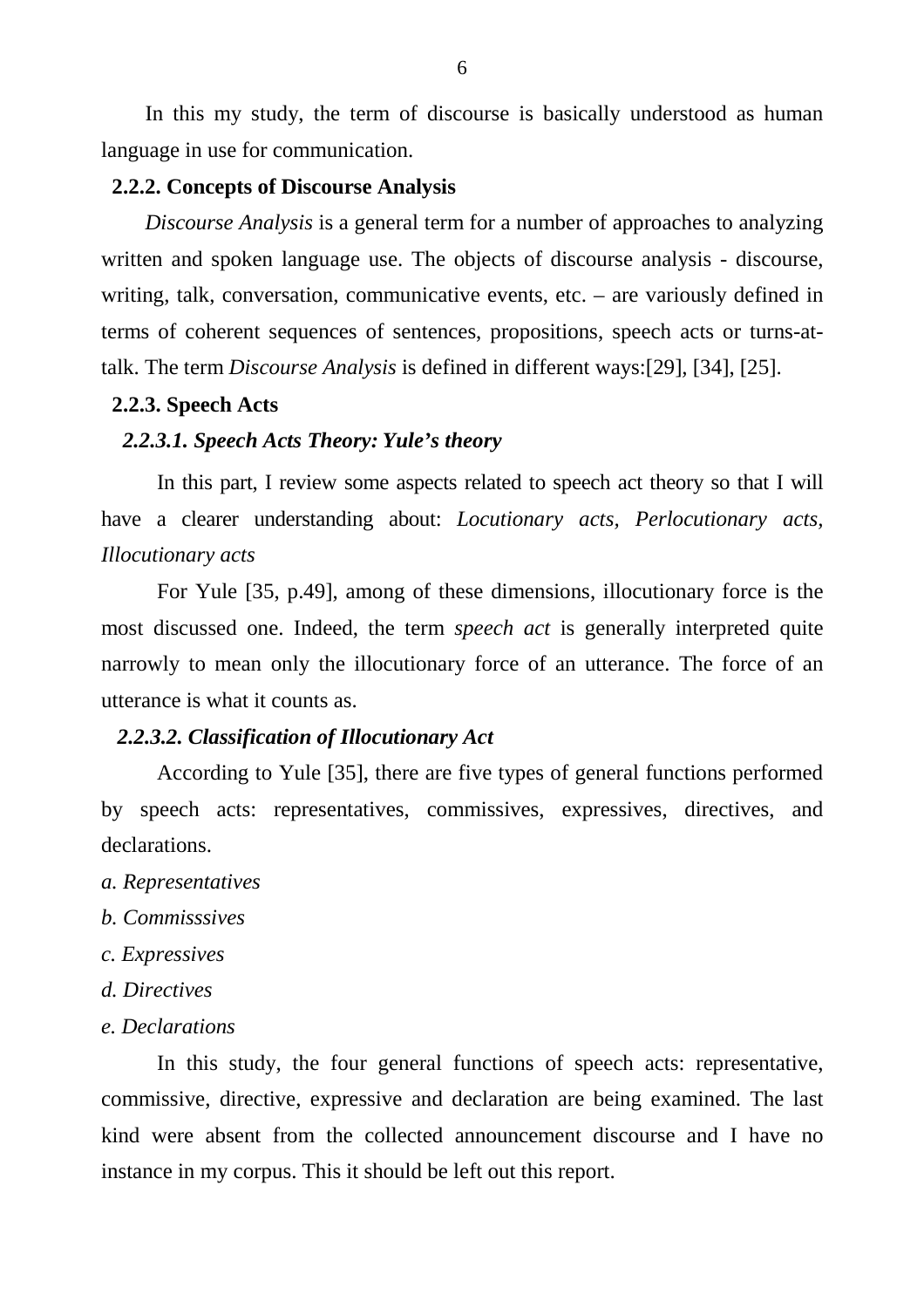In this my study, the term of discourse is basically understood as human language in use for communication.

### 2.2.2. Concepts of Discourse Analysis

*Discourse Analysis* is a general term for a number of approaches to analyzing written and spoken language use. The objects of discourse analysis - discourse, writing, talk, conversation, communicative events, etc. – are variously defined in terms of coherent sequences of sentences, propositions, speech acts or turns-at-talk. The term *Discourse Analysis* is defined in different ways:[29], [34], [25].

### 2.2.3. Speech Acts

#### *2.2.3.1. Speech Acts Theory: Yule's theory*

In this part, I review some aspects related to speech act theory so that I will have a clearer understanding about: *Locutionary acts, Perlocutionary acts, Illocutionary acts*

For Yule [35, p.49], among of these dimensions, illocutionary force is the most discussed one. Indeed, the term *speech act* is generally interpreted quite narrowly to mean only the illocutionary force of an utterance. The force of an utterance is what it counts as.

#### *2.2.3.2. Classification of Illocutionary Act*

According to Yule [35], there are five types of general functions performed by speech acts: representatives, commissives, expressives, directives, and declarations.

*a. Representatives*

*b. Commisssives*

*c. Expressives*

*d. Directives*

*e. Declarations*

In this study, the four general functions of speech acts: representative, commissive, directive, expressive and declaration are being examined. The last kind were absent from the collected announcement discourse and I have no instance in my corpus. This it should be left out this report.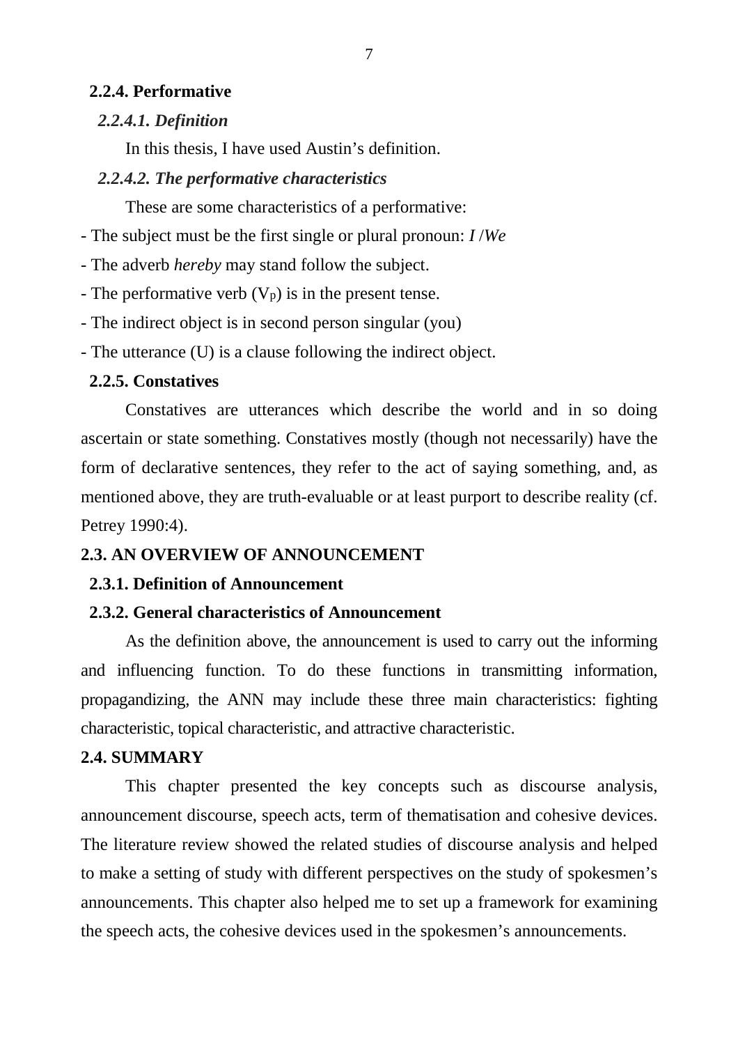### 2.2.4. Performative

#### *2.2.4.1. Definition*

In this thesis, I have used Austin's definition.

#### *2.2.4.2. The performative characteristics*

These are some characteristics of a performative:

- The subject must be the first single or plural pronoun: *I* /*We*
- The adverb *hereby* may stand follow the subject.
- The performative verb ($V_P$) is in the present tense.
- The indirect object is in second person singular (you)
- The utterance (U) is a clause following the indirect object.

### 2.2.5. Constatives

Constatives are utterances which describe the world and in so doing ascertain or state something. Constatives mostly (though not necessarily) have the form of declarative sentences, they refer to the act of saying something, and, as mentioned above, they are truth-evaluable or at least purport to describe reality (cf. Petrey 1990:4).

## 2.3. AN OVERVIEW OF ANNOUNCEMENT

### 2.3.1. Definition of Announcement

### 2.3.2. General characteristics of Announcement

As the definition above, the announcement is used to carry out the informing and influencing function. To do these functions in transmitting information, propagandizing, the ANN may include these three main characteristics: fighting characteristic, topical characteristic, and attractive characteristic.

## 2.4. SUMMARY

This chapter presented the key concepts such as discourse analysis, announcement discourse, speech acts, term of thematisation and cohesive devices. The literature review showed the related studies of discourse analysis and helped to make a setting of study with different perspectives on the study of spokesmen's announcements. This chapter also helped me to set up a framework for examining the speech acts, the cohesive devices used in the spokesmen's announcements.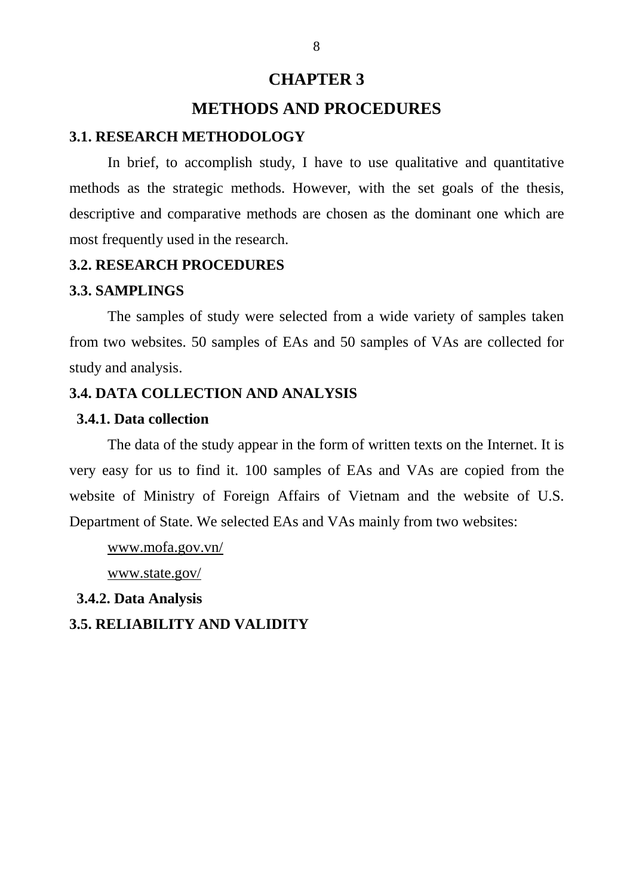# CHAPTER 3

# METHODS AND PROCEDURES

## 3.1. RESEARCH METHODOLOGY

In brief, to accomplish study, I have to use qualitative and quantitative methods as the strategic methods. However, with the set goals of the thesis, descriptive and comparative methods are chosen as the dominant one which are most frequently used in the research.

## 3.2. RESEARCH PROCEDURES

## 3.3. SAMPLINGS

The samples of study were selected from a wide variety of samples taken from two websites. 50 samples of EAs and 50 samples of VAs are collected for study and analysis.

## 3.4. DATA COLLECTION AND ANALYSIS

### 3.4.1. Data collection

The data of the study appear in the form of written texts on the Internet. It is very easy for us to find it. 100 samples of EAs and VAs are copied from the website of Ministry of Foreign Affairs of Vietnam and the website of U.S. Department of State. We selected EAs and VAs mainly from two websites:

www.mofa.gov.vn/

www.state.gov/

### 3.4.2. Data Analysis

## 3.5. RELIABILITY AND VALIDITY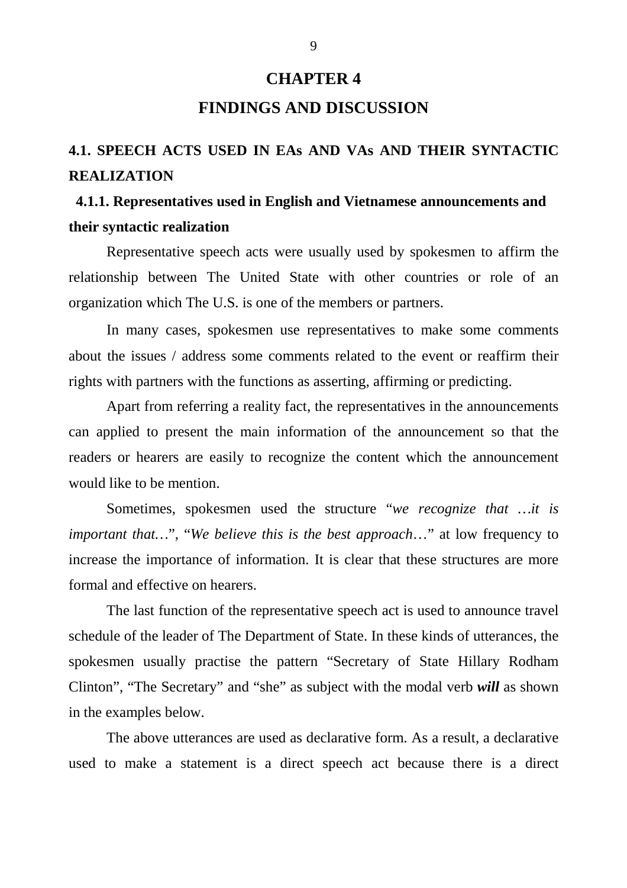# CHAPTER 4

# FINDINGS AND DISCUSSION

## 4.1. SPEECH ACTS USED IN EAs AND VAs AND THEIR SYNTACTIC REALIZATION

### 4.1.1. Representatives used in English and Vietnamese announcements and their syntactic realization

Representative speech acts were usually used by spokesmen to affirm the relationship between The United State with other countries or role of an organization which The U.S. is one of the members or partners.

In many cases, spokesmen use representatives to make some comments about the issues / address some comments related to the event or reaffirm their rights with partners with the functions as asserting, affirming or predicting.

Apart from referring a reality fact, the representatives in the announcements can applied to present the main information of the announcement so that the readers or hearers are easily to recognize the content which the announcement would like to be mention.

Sometimes, spokesmen used the structure "*we recognize that …it is important that…*", "*We believe this is the best approach…*" at low frequency to increase the importance of information. It is clear that these structures are more formal and effective on hearers.

The last function of the representative speech act is used to announce travel schedule of the leader of The Department of State. In these kinds of utterances, the spokesmen usually practise the pattern "Secretary of State Hillary Rodham Clinton", "The Secretary" and "she" as subject with the modal verb ***will*** as shown in the examples below.

The above utterances are used as declarative form. As a result, a declarative used to make a statement is a direct speech act because there is a direct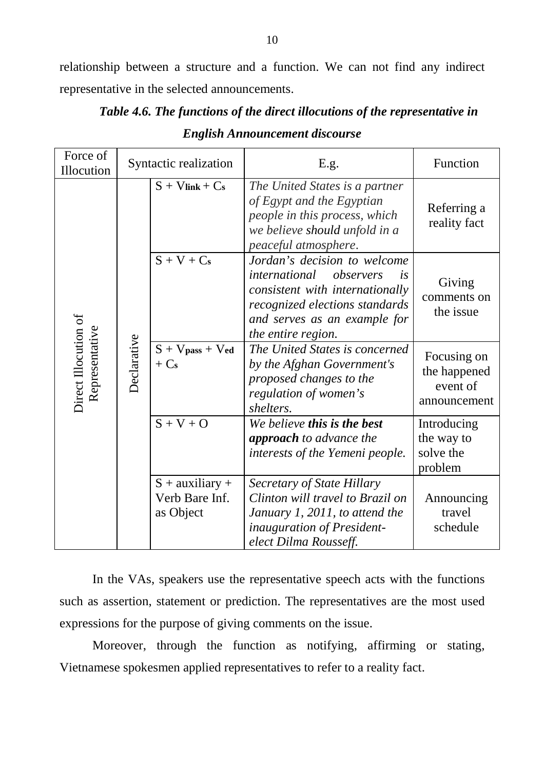relationship between a structure and a function. We can not find any indirect representative in the selected announcements.

***Table 4.6. The functions of the direct illocutions of the representative in English Announcement discourse***

| Force of Illocution | Syntactic realization | | E.g. | Function |
|---|---|---|---|---|
| Direct Illocution of Representative | Declarative | $S + V_{link} + C_s$ | *The United States is a partner of Egypt and the Egyptian people in this process, which we believe* should *unfold in a peaceful atmosphere*. | Referring a reality fact |
| | | $S + V + C_s$ | *Jordan's decision to welcome international observers is consistent with internationally recognized elections standards and serves as an example for the entire region.* | Giving comments on the issue |
| | | $S + V_{pass} + V_{ed} + C_s$ | *The United States is concerned by the Afghan Government's proposed changes to the regulation of women's shelters.* | Focusing on the happened event of announcement |
| | | $S + V + O$ | *We believe **this is the best approach** to advance the interests of the Yemeni people.* | Introducing the way to solve the problem |
| | | S + auxiliary + Verb Bare Inf. as Object | *Secretary of State Hillary Clinton will travel to Brazil on January 1, 2011, to attend the inauguration of President-elect Dilma Rousseff.* | Announcing travel schedule |

In the VAs, speakers use the representative speech acts with the functions such as assertion, statement or prediction. The representatives are the most used expressions for the purpose of giving comments on the issue.

Moreover, through the function as notifying, affirming or stating, Vietnamese spokesmen applied representatives to refer to a reality fact.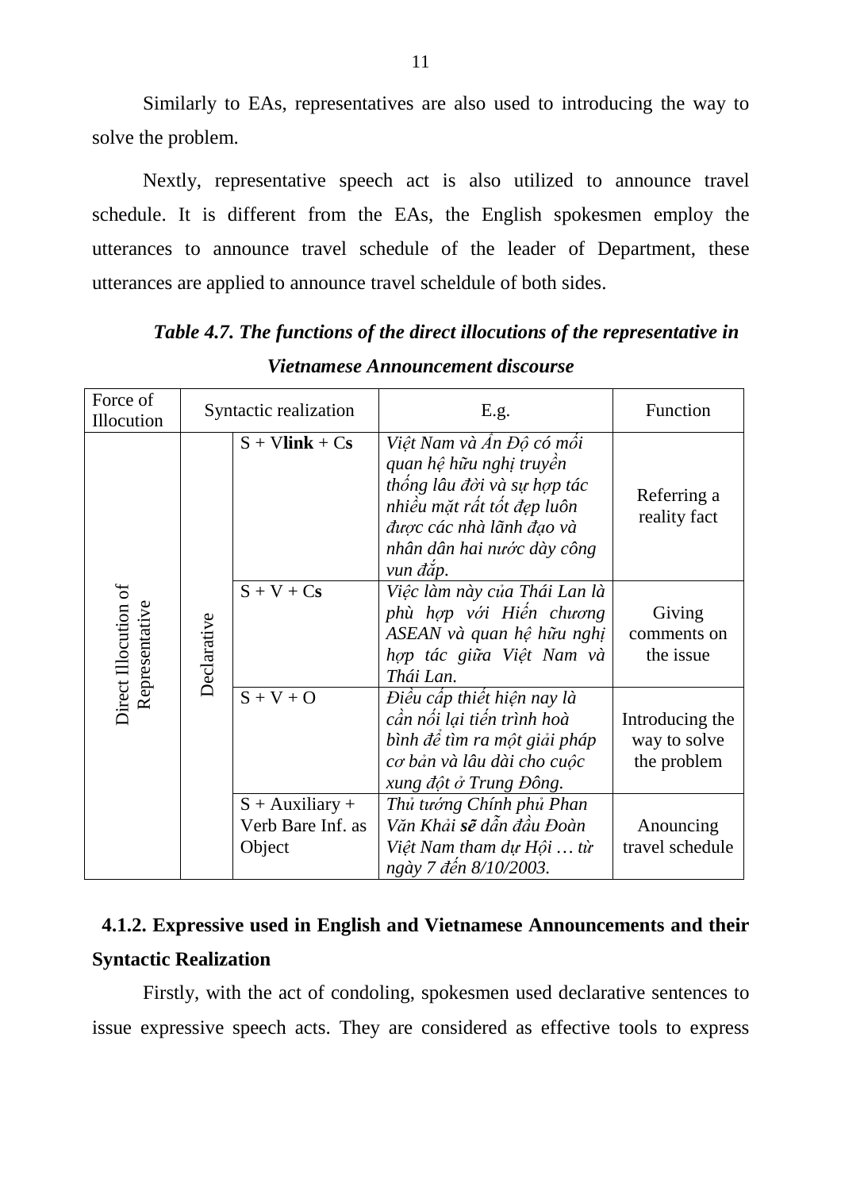Similarly to EAs, representatives are also used to introducing the way to solve the problem.

Nextly, representative speech act is also utilized to announce travel schedule. It is different from the EAs, the English spokesmen employ the utterances to announce travel schedule of the leader of Department, these utterances are applied to announce travel scheldule of both sides.

***Table 4.7. The functions of the direct illocutions of the representative in Vietnamese Announcement discourse***

| Force of Illocution | Syntactic realization | | E.g. | Function |
|---|---|---|---|---|
| Direct Illocution of Representative | Declarative | S + V**link** + C**s** | *Việt Nam và Ấn Độ có mối quan hệ hữu nghị truyền thống lâu đời và sự hợp tác nhiều mặt rất tốt đẹp luôn được các nhà lãnh đạo và nhân dân hai nước dày công vun đắp.* | Referring a reality fact |
| | | S + V + C**s** | *Việc làm này của Thái Lan là phù hợp với Hiến chương ASEAN và quan hệ hữu nghị hợp tác giữa Việt Nam và Thái Lan.* | Giving comments on the issue |
| | | S + V + O | *Điều cấp thiết hiện nay là cần nối lại tiến trình hoà bình để tìm ra một giải pháp cơ bản và lâu dài cho cuộc xung đột ở Trung Đông.* | Introducing the way to solve the problem |
| | | S + Auxiliary + Verb Bare Inf. as Object | *Thủ tướng Chính phủ Phan Văn Khải **sẽ** dẫn đầu Đoàn Việt Nam tham dự Hội … từ ngày 7 đến 8/10/2003.* | Anouncing travel schedule |

### 4.1.2. Expressive used in English and Vietnamese Announcements and their Syntactic Realization

Firstly, with the act of condoling, spokesmen used declarative sentences to issue expressive speech acts. They are considered as effective tools to express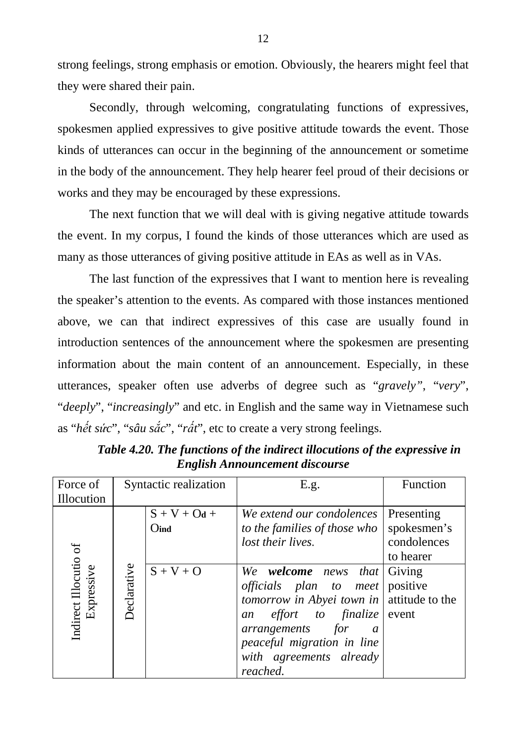strong feelings, strong emphasis or emotion. Obviously, the hearers might feel that they were shared their pain.

Secondly, through welcoming, congratulating functions of expressives, spokesmen applied expressives to give positive attitude towards the event. Those kinds of utterances can occur in the beginning of the announcement or sometime in the body of the announcement. They help hearer feel proud of their decisions or works and they may be encouraged by these expressions.

The next function that we will deal with is giving negative attitude towards the event. In my corpus, I found the kinds of those utterances which are used as many as those utterances of giving positive attitude in EAs as well as in VAs.

The last function of the expressives that I want to mention here is revealing the speaker's attention to the events. As compared with those instances mentioned above, we can that indirect expressives of this case are usually found in introduction sentences of the announcement where the spokesmen are presenting information about the main content of an announcement. Especially, in these utterances, speaker often use adverbs of degree such as "*gravely"*, "*very*", "*deeply*", "*increasingly*" and etc. in English and the same way in Vietnamese such as "*hết sức*", "*sâu sắc*", "*rất*", etc to create a very strong feelings.

***Table 4.20. The functions of the indirect illocutions of the expressive in English Announcement discourse***

| Force of Illocution | Syntactic realization | | E.g. | Function |
|---|---|---|---|---|
| Indirect Illocutio of Expressive | Declarative | $S + V + O_d + O_{ind}$ | *We extend our condolences to the families of those who lost their lives.* | Presenting spokesmen's condolences to hearer |
| | | $S + V + O$ | *We **welcome** news that officials plan to meet tomorrow in Abyei town in an effort to finalize arrangements for a peaceful migration in line with agreements already reached.* | Giving positive attitude to the event |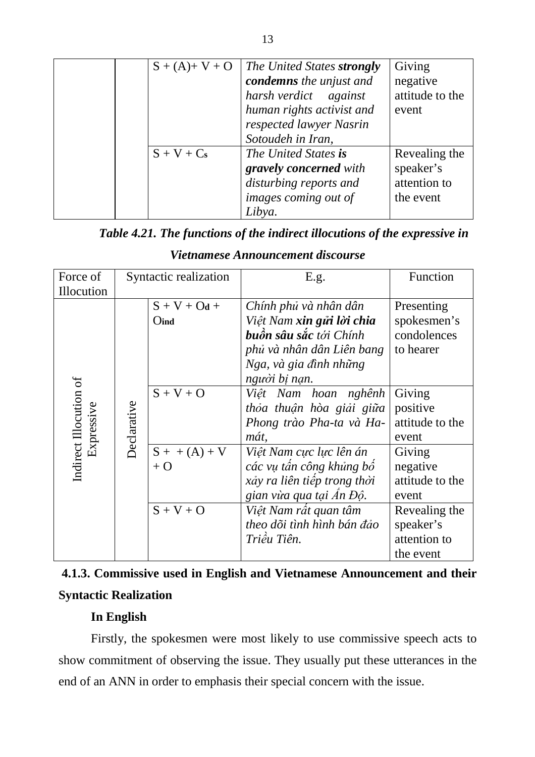| | | S + (A)+ V + O | *The United States **strongly condemns** the unjust and harsh verdict against human rights activist and respected lawyer Nasrin Sotoudeh in Iran,* | Giving negative attitude to the event |
|---|---|---|---|---|
| | | S + V + $C_s$ | *The United States **is gravely concerned** with disturbing reports and images coming out of Libya.* | Revealing the speaker's attention to the event |

***Table 4.21. The functions of the indirect illocutions of the expressive in Vietnamese Announcement discourse***

| Force of Illocution | Syntactic realization | | E.g. | Function |
|---|---|---|---|---|
| Indirect Illocution of Expressive | Declarative | S + V + $O_d$ + $O_{ind}$ | *Chính phủ và nhân dân Việt Nam **xin gửi lời chia buồn sâu sắc** tới Chính phủ và nhân dân Liên bang Nga, và gia đình những người bị nạn.* | Presenting spokesmen's condolences to hearer |
| | | S + V + O | *Việt Nam hoan nghênh thỏa thuận hòa giải giữa Phong trào Pha-ta và Ha-mát,* | Giving positive attitude to the event |
| | | S + + (A) + V + O | *Việt Nam cực lực lên án các vụ tấn công khủng bố xảy ra liên tiếp trong thời gian vừa qua tại Ấn Độ.* | Giving negative attitude to the event |
| | | S + V + O | *Việt Nam rất quan tâm theo dõi tình hình bán đảo Triều Tiên.* | Revealing the speaker's attention to the event |

### 4.1.3. Commissive used in English and Vietnamese Announcement and their Syntactic Realization

**In English**

Firstly, the spokesmen were most likely to use commissive speech acts to show commitment of observing the issue. They usually put these utterances in the end of an ANN in order to emphasis their special concern with the issue.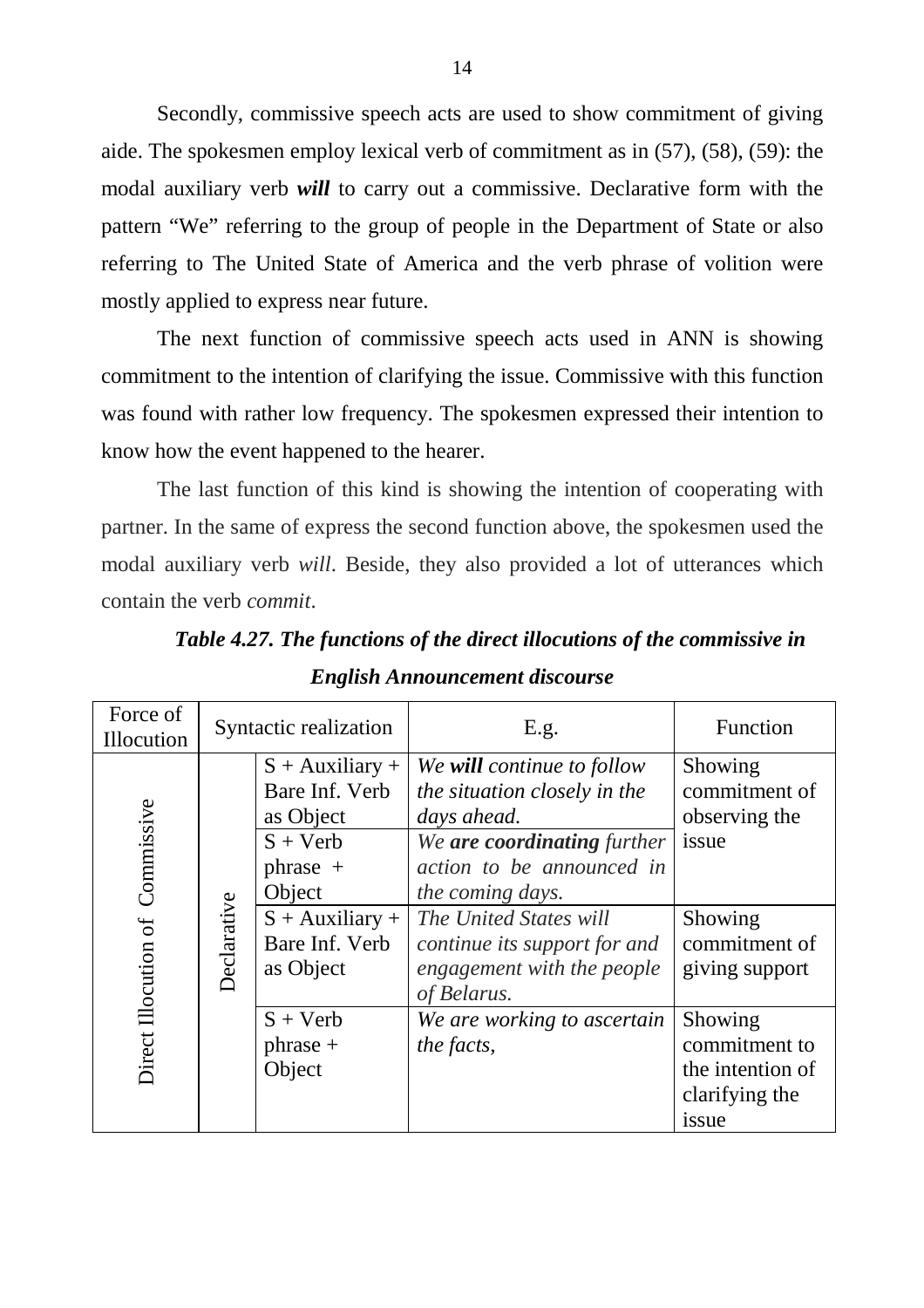Secondly, commissive speech acts are used to show commitment of giving aide. The spokesmen employ lexical verb of commitment as in (57), (58), (59): the modal auxiliary verb ***will*** to carry out a commissive. Declarative form with the pattern "We" referring to the group of people in the Department of State or also referring to The United State of America and the verb phrase of volition were mostly applied to express near future.

The next function of commissive speech acts used in ANN is showing commitment to the intention of clarifying the issue. Commissive with this function was found with rather low frequency. The spokesmen expressed their intention to know how the event happened to the hearer.

The last function of this kind is showing the intention of cooperating with partner. In the same of express the second function above, the spokesmen used the modal auxiliary verb *will*. Beside, they also provided a lot of utterances which contain the verb *commit*.

***Table 4.27. The functions of the direct illocutions of the commissive in English Announcement discourse***

| Force of Illocution | Syntactic realization | | E.g. | Function |
|---|---|---|---|---|
| Direct Illocution of Commissive | Declarative | S + Auxiliary + Bare Inf. Verb as Object | *We **will** continue to follow the situation closely in the days ahead.* | Showing commitment of observing the issue |
| | | S + Verb phrase + Object | *We **are coordinating** further action to be announced in the coming days.* | |
| | | S + Auxiliary + Bare Inf. Verb as Object | *The United States will continue its support for and engagement with the people of Belarus.* | Showing commitment of giving support |
| | | S + Verb phrase + Object | *We are working to ascertain the facts,* | Showing commitment to the intention of clarifying the issue |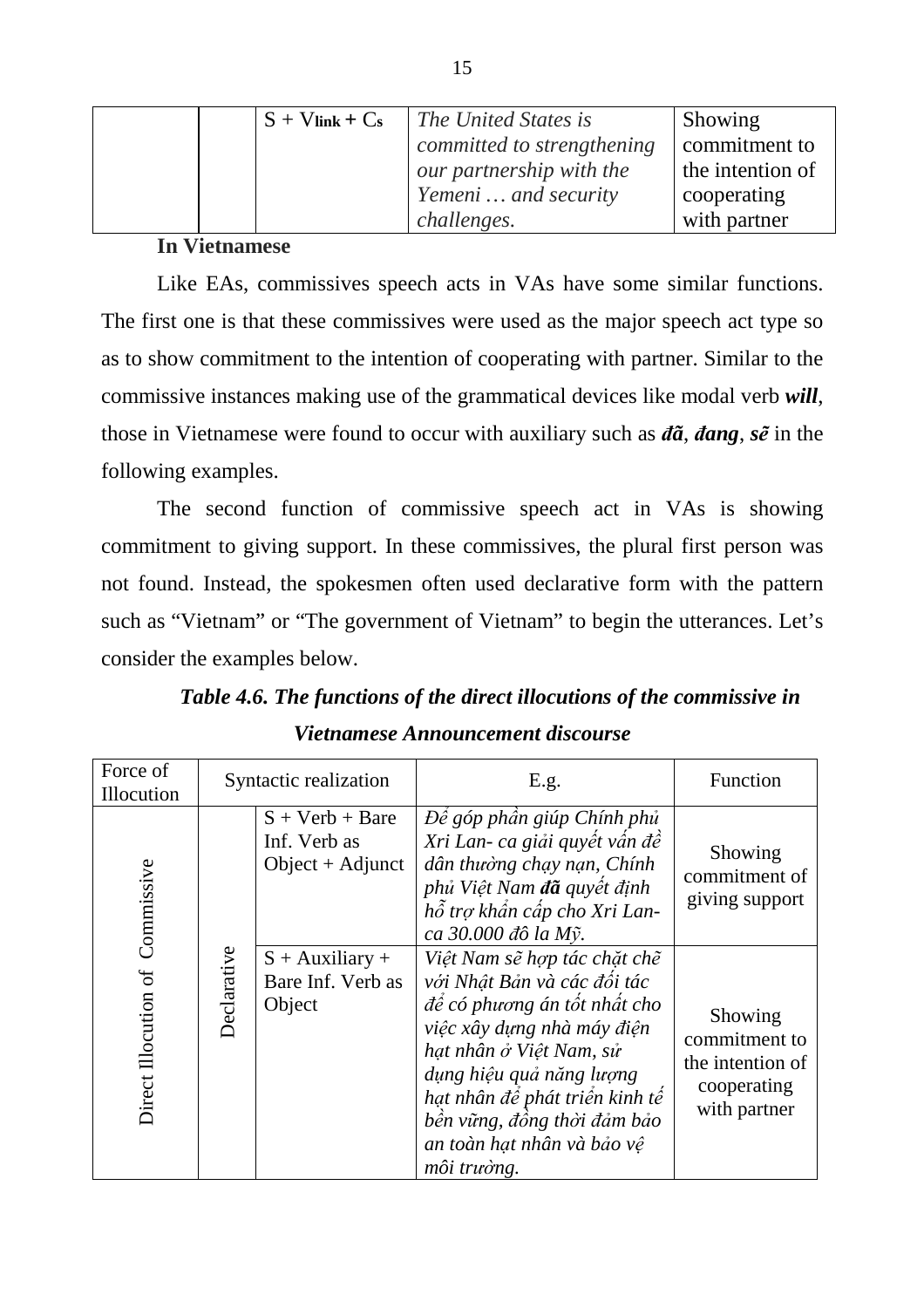| | | $S + V_{link} + C_s$ | *The United States is committed to strengthening our partnership with the Yemeni … and security challenges.* | Showing commitment to the intention of cooperating with partner |
|---|---|---|---|---|

**In Vietnamese**

Like EAs, commissives speech acts in VAs have some similar functions. The first one is that these commissives were used as the major speech act type so as to show commitment to the intention of cooperating with partner. Similar to the commissive instances making use of the grammatical devices like modal verb ***will***, those in Vietnamese were found to occur with auxiliary such as ***đã***, ***đang***, ***sẽ*** in the following examples.

The second function of commissive speech act in VAs is showing commitment to giving support. In these commissives, the plural first person was not found. Instead, the spokesmen often used declarative form with the pattern such as "Vietnam" or "The government of Vietnam" to begin the utterances. Let's consider the examples below.

***Table 4.6. The functions of the direct illocutions of the commissive in Vietnamese Announcement discourse***

| Force of Illocution | Syntactic realization | | E.g. | Function |
|---|---|---|---|---|
| Direct Illocution of Commissive | Declarative | S + Verb + Bare Inf. Verb as Object + Adjunct | *Để góp phần giúp Chính phủ Xri Lan- ca giải quyết vấn đề dân thường chạy nạn, Chính phủ Việt Nam* ***đã*** *quyết định hỗ trợ khẩn cấp cho Xri Lan-ca 30.000 đô la Mỹ.* | Showing commitment of giving support |
| | | S + Auxiliary + Bare Inf. Verb as Object | *Việt Nam sẽ hợp tác chặt chẽ với Nhật Bản và các đối tác để có phương án tốt nhất cho việc xây dựng nhà máy điện hạt nhân ở Việt Nam, sử dụng hiệu quả năng lượng hạt nhân để phát triển kinh tế bền vững, đồng thời đảm bảo an toàn hạt nhân và bảo vệ môi trường.* | Showing commitment to the intention of cooperating with partner |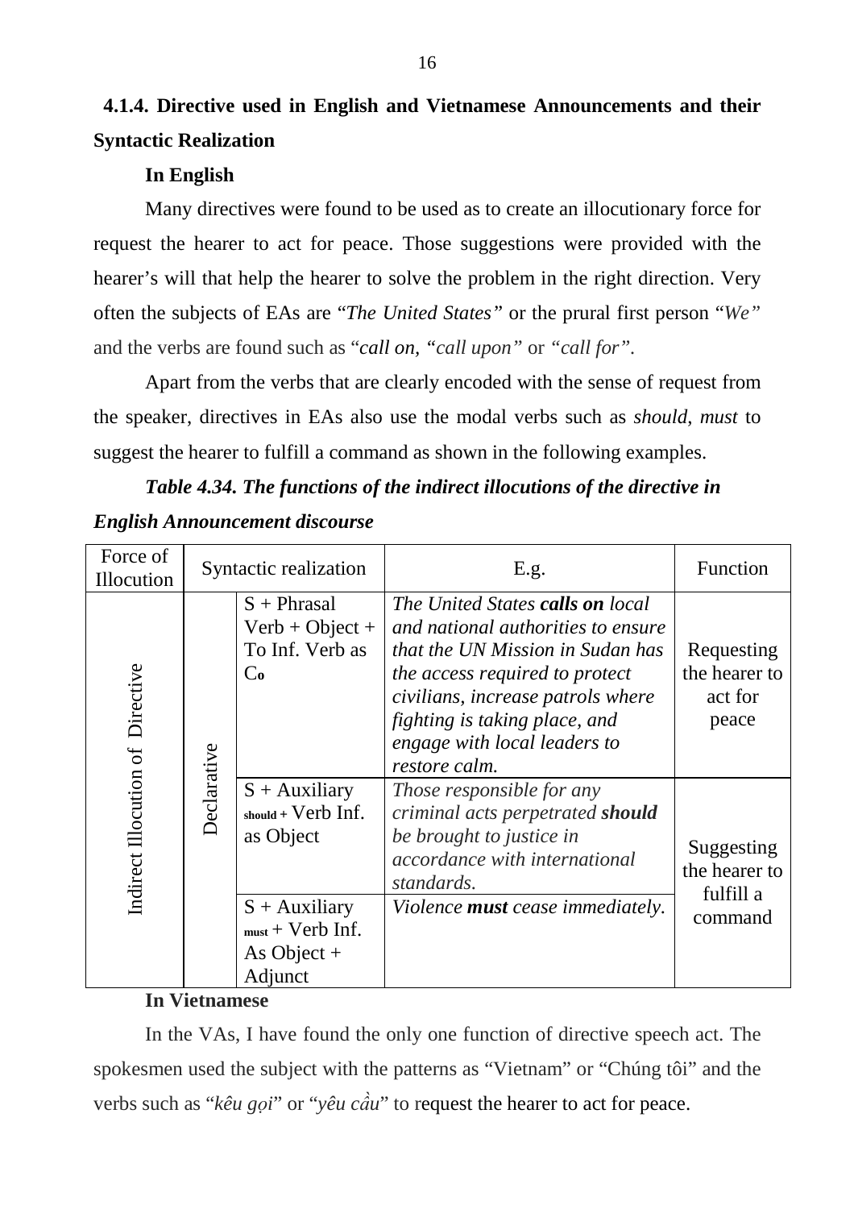### 4.1.4. Directive used in English and Vietnamese Announcements and their Syntactic Realization

**In English**

Many directives were found to be used as to create an illocutionary force for request the hearer to act for peace. Those suggestions were provided with the hearer's will that help the hearer to solve the problem in the right direction. Very often the subjects of EAs are "*The United States"* or the prural first person "*We"* and the verbs are found such as "*call on, "call upon"* or *"call for"*.

Apart from the verbs that are clearly encoded with the sense of request from the speaker, directives in EAs also use the modal verbs such as *should, must* to suggest the hearer to fulfill a command as shown in the following examples.

***Table 4.34. The functions of the indirect illocutions of the directive in English Announcement discourse***

| Force of Illocution | Syntactic realization | | E.g. | Function |
|---|---|---|---|---|
| Indirect Illocution of Directive | Declarative | S + Phrasal Verb + Object + To Inf. Verb as $C_o$ | *The United States* ***calls on*** *local and national authorities to ensure that the UN Mission in Sudan has the access required to protect civilians, increase patrols where fighting is taking place, and engage with local leaders to restore calm.* | Requesting the hearer to act for peace |
| | | S + Auxiliary $_{should}$ + Verb Inf. as Object | *Those responsible for any criminal acts perpetrated* ***should*** *be brought to justice in accordance with international standards.* | Suggesting the hearer to fulfill a command |
| | | S + Auxiliary $_{must}$ + Verb Inf. As Object + Adjunct | *Violence* ***must*** *cease immediately.* | |

**In Vietnamese**

In the VAs, I have found the only one function of directive speech act. The spokesmen used the subject with the patterns as "Vietnam" or "Chúng tôi" and the verbs such as "*kêu gọi*" or "*yêu cầu*" to request the hearer to act for peace.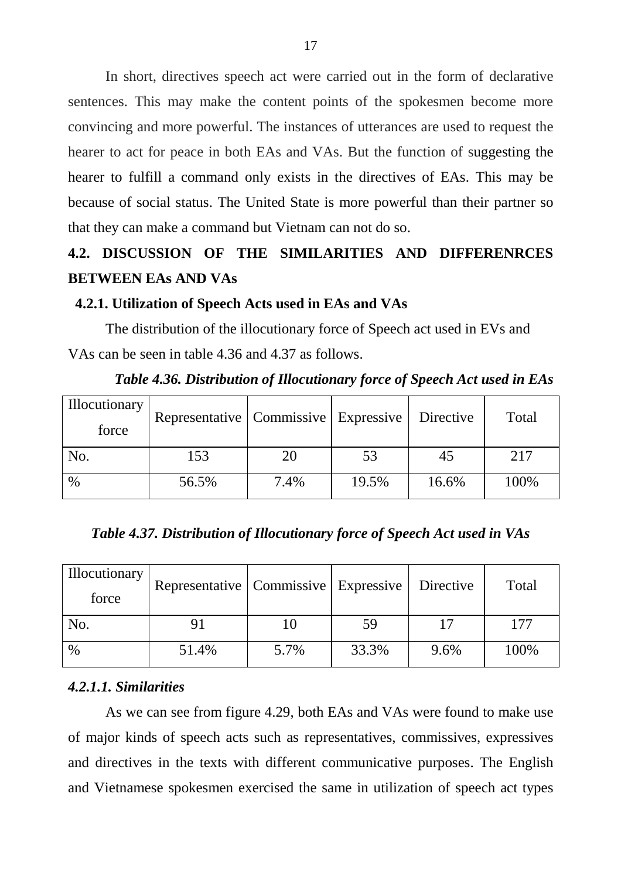In short, directives speech act were carried out in the form of declarative sentences. This may make the content points of the spokesmen become more convincing and more powerful. The instances of utterances are used to request the hearer to act for peace in both EAs and VAs. But the function of suggesting the hearer to fulfill a command only exists in the directives of EAs. This may be because of social status. The United State is more powerful than their partner so that they can make a command but Vietnam can not do so.

## 4.2. DISCUSSION OF THE SIMILARITIES AND DIFFERENRCES BETWEEN EAs AND VAs

### 4.2.1. Utilization of Speech Acts used in EAs and VAs

The distribution of the illocutionary force of Speech act used in EVs and VAs can be seen in table 4.36 and 4.37 as follows.

***Table 4.36. Distribution of Illocutionary force of Speech Act used in EAs***

| Illocutionary force | Representative | Commissive | Expressive | Directive | Total |
|---|---|---|---|---|---|
| No. | 153 | 20 | 53 | 45 | 217 |
| % | 56.5% | 7.4% | 19.5% | 16.6% | 100% |

***Table 4.37. Distribution of Illocutionary force of Speech Act used in VAs***

| Illocutionary force | Representative | Commissive | Expressive | Directive | Total |
|---|---|---|---|---|---|
| No. | 91 | 10 | 59 | 17 | 177 |
| % | 51.4% | 5.7% | 33.3% | 9.6% | 100% |

#### *4.2.1.1. Similarities*

As we can see from figure 4.29, both EAs and VAs were found to make use of major kinds of speech acts such as representatives, commissives, expressives and directives in the texts with different communicative purposes. The English and Vietnamese spokesmen exercised the same in utilization of speech act types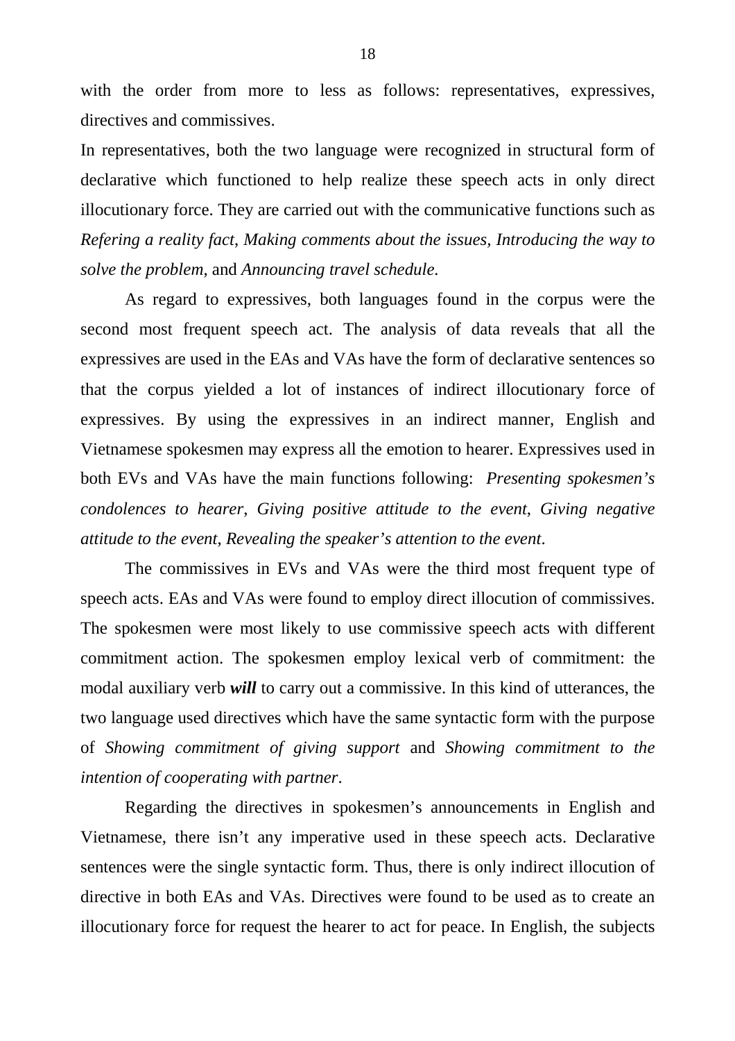with the order from more to less as follows: representatives, expressives, directives and commissives.

In representatives, both the two language were recognized in structural form of declarative which functioned to help realize these speech acts in only direct illocutionary force. They are carried out with the communicative functions such as *Refering a reality fact*, *Making comments about the issues, Introducing the way to solve the problem*, and *Announcing travel schedule.*

As regard to expressives, both languages found in the corpus were the second most frequent speech act. The analysis of data reveals that all the expressives are used in the EAs and VAs have the form of declarative sentences so that the corpus yielded a lot of instances of indirect illocutionary force of expressives. By using the expressives in an indirect manner, English and Vietnamese spokesmen may express all the emotion to hearer. Expressives used in both EVs and VAs have the main functions following: *Presenting spokesmen's condolences to hearer, Giving positive attitude to the event, Giving negative attitude to the event, Revealing the speaker's attention to the event*.

The commissives in EVs and VAs were the third most frequent type of speech acts. EAs and VAs were found to employ direct illocution of commissives. The spokesmen were most likely to use commissive speech acts with different commitment action. The spokesmen employ lexical verb of commitment: the modal auxiliary verb ***will*** to carry out a commissive. In this kind of utterances, the two language used directives which have the same syntactic form with the purpose of *Showing commitment of giving support* and *Showing commitment to the intention of cooperating with partner*.

Regarding the directives in spokesmen's announcements in English and Vietnamese, there isn't any imperative used in these speech acts. Declarative sentences were the single syntactic form. Thus, there is only indirect illocution of directive in both EAs and VAs. Directives were found to be used as to create an illocutionary force for request the hearer to act for peace. In English, the subjects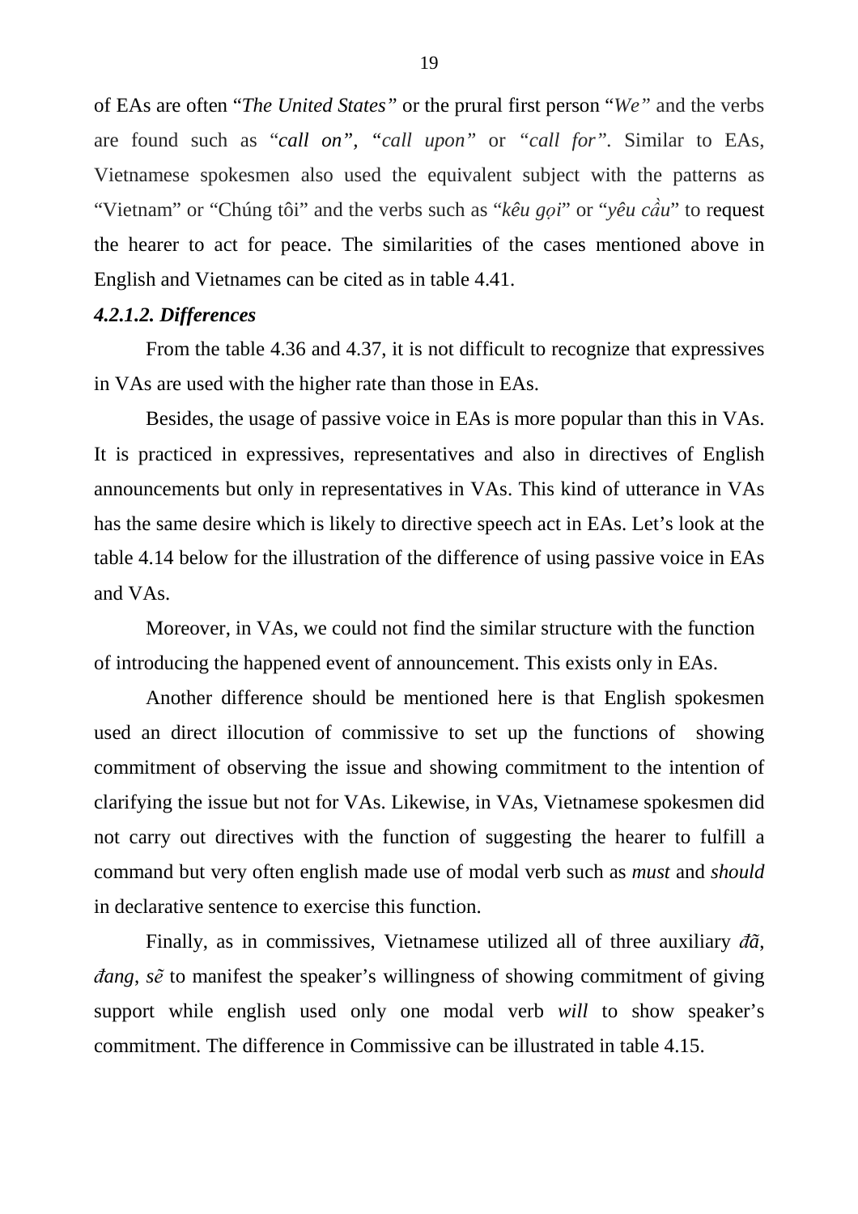of EAs are often "*The United States"* or the prural first person "*We"* and the verbs are found such as "*call on", "call upon"* or *"call for".* Similar to EAs, Vietnamese spokesmen also used the equivalent subject with the patterns as "Vietnam" or "Chúng tôi" and the verbs such as "*kêu gọi*" or "*yêu cầu*" to request the hearer to act for peace. The similarities of the cases mentioned above in English and Vietnames can be cited as in table 4.41.

#### *4.2.1.2. Differences*

From the table 4.36 and 4.37, it is not difficult to recognize that expressives in VAs are used with the higher rate than those in EAs.

Besides, the usage of passive voice in EAs is more popular than this in VAs. It is practiced in expressives, representatives and also in directives of English announcements but only in representatives in VAs. This kind of utterance in VAs has the same desire which is likely to directive speech act in EAs. Let's look at the table 4.14 below for the illustration of the difference of using passive voice in EAs and VAs.

Moreover, in VAs, we could not find the similar structure with the function of introducing the happened event of announcement. This exists only in EAs.

Another difference should be mentioned here is that English spokesmen used an direct illocution of commissive to set up the functions of showing commitment of observing the issue and showing commitment to the intention of clarifying the issue but not for VAs. Likewise, in VAs, Vietnamese spokesmen did not carry out directives with the function of suggesting the hearer to fulfill a command but very often english made use of modal verb such as *must* and *should* in declarative sentence to exercise this function.

Finally, as in commissives, Vietnamese utilized all of three auxiliary *đã*, *đang*, *sẽ* to manifest the speaker's willingness of showing commitment of giving support while english used only one modal verb *will* to show speaker's commitment. The difference in Commissive can be illustrated in table 4.15.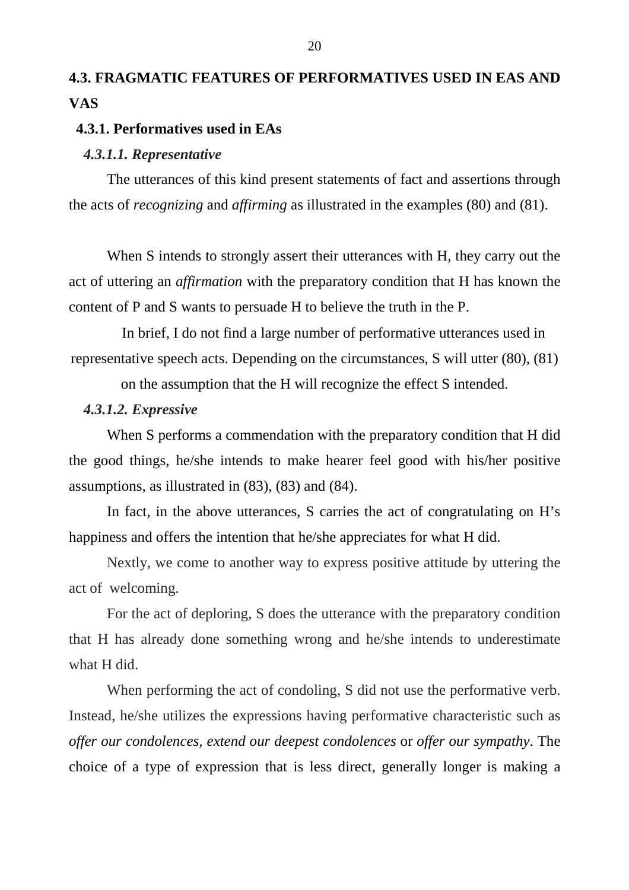## 4.3. FRAGMATIC FEATURES OF PERFORMATIVES USED IN EAS AND VAS

### 4.3.1. Performatives used in EAs

#### *4.3.1.1. Representative*

The utterances of this kind present statements of fact and assertions through the acts of *recognizing* and *affirming* as illustrated in the examples (80) and (81).

When S intends to strongly assert their utterances with H, they carry out the act of uttering an *affirmation* with the preparatory condition that H has known the content of P and S wants to persuade H to believe the truth in the P.

In brief, I do not find a large number of performative utterances used in representative speech acts. Depending on the circumstances, S will utter (80), (81) on the assumption that the H will recognize the effect S intended.

#### *4.3.1.2. Expressive*

When S performs a commendation with the preparatory condition that H did the good things, he/she intends to make hearer feel good with his/her positive assumptions, as illustrated in (83), (83) and (84).

In fact, in the above utterances, S carries the act of congratulating on H's happiness and offers the intention that he/she appreciates for what H did.

Nextly, we come to another way to express positive attitude by uttering the act of welcoming.

For the act of deploring, S does the utterance with the preparatory condition that H has already done something wrong and he/she intends to underestimate what H did.

When performing the act of condoling, S did not use the performative verb. Instead, he/she utilizes the expressions having performative characteristic such as *offer our condolences, extend our deepest condolences* or *offer our sympathy*. The choice of a type of expression that is less direct, generally longer is making a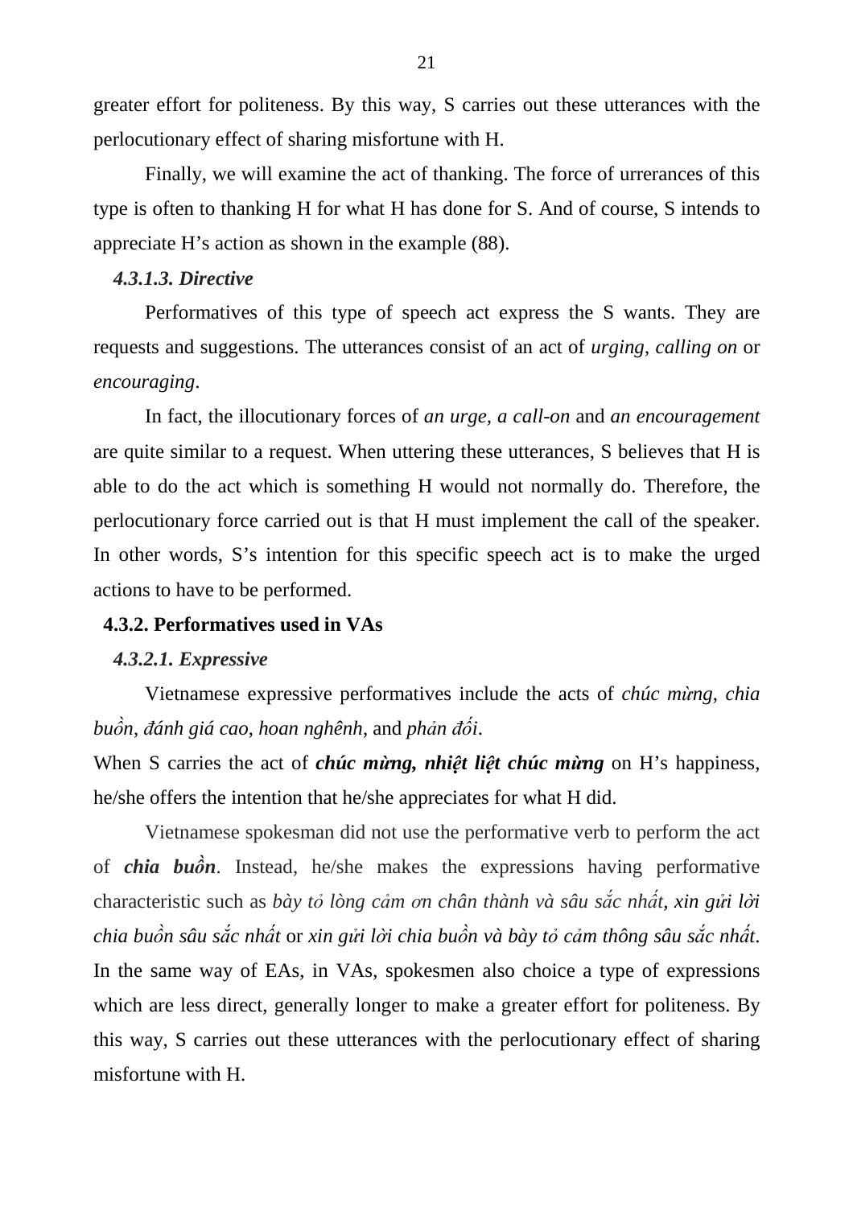greater effort for politeness. By this way, S carries out these utterances with the perlocutionary effect of sharing misfortune with H.

Finally, we will examine the act of thanking. The force of urrerances of this type is often to thanking H for what H has done for S. And of course, S intends to appreciate H's action as shown in the example (88).

#### *4.3.1.3. Directive*

Performatives of this type of speech act express the S wants. They are requests and suggestions. The utterances consist of an act of *urging*, *calling on* or *encouraging*.

In fact, the illocutionary forces of *an urge, a call-on* and *an encouragement* are quite similar to a request. When uttering these utterances, S believes that H is able to do the act which is something H would not normally do. Therefore, the perlocutionary force carried out is that H must implement the call of the speaker. In other words, S's intention for this specific speech act is to make the urged actions to have to be performed.

### 4.3.2. Performatives used in VAs

#### *4.3.2.1. Expressive*

Vietnamese expressive performatives include the acts of *chúc mừng*, *chia buồn*, *đánh giá cao*, *hoan nghênh*, and *phản đối*.

When S carries the act of ***chúc mừng, nhiệt liệt chúc mừng*** on H's happiness, he/she offers the intention that he/she appreciates for what H did.

Vietnamese spokesman did not use the performative verb to perform the act of ***chia buồn***. Instead, he/she makes the expressions having performative characteristic such as *bày tỏ lòng cảm ơn chân thành và sâu sắc nhất*, *xin gửi lời chia buồn sâu sắc nhất* or *xin gửi lời chia buồn và bày tỏ cảm thông sâu sắc nhất*. In the same way of EAs, in VAs, spokesmen also choice a type of expressions which are less direct, generally longer to make a greater effort for politeness. By this way, S carries out these utterances with the perlocutionary effect of sharing misfortune with H.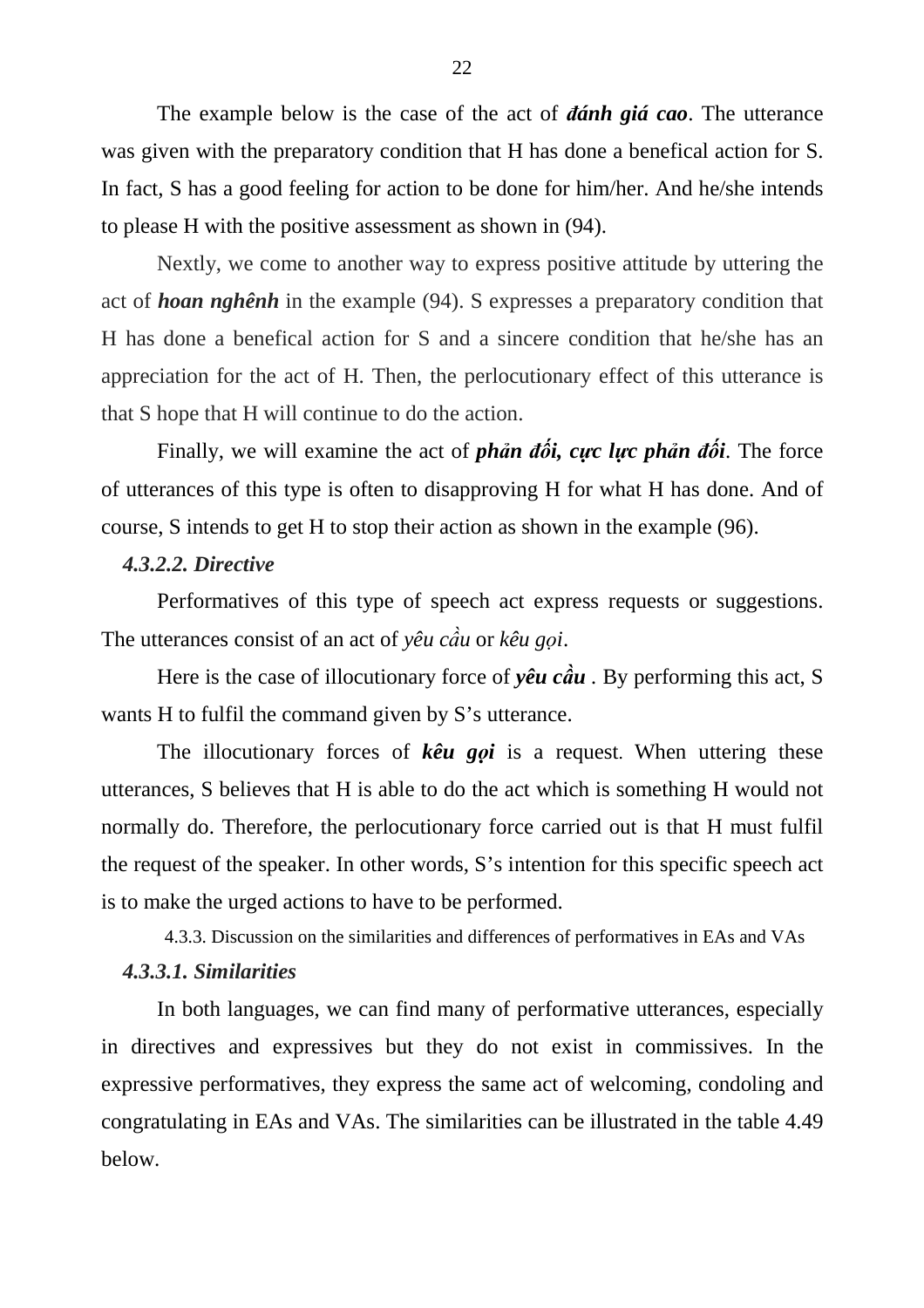The example below is the case of the act of ***đánh giá cao***. The utterance was given with the preparatory condition that H has done a benefical action for S. In fact, S has a good feeling for action to be done for him/her. And he/she intends to please H with the positive assessment as shown in (94).

Nextly, we come to another way to express positive attitude by uttering the act of ***hoan nghênh*** in the example (94). S expresses a preparatory condition that H has done a benefical action for S and a sincere condition that he/she has an appreciation for the act of H. Then, the perlocutionary effect of this utterance is that S hope that H will continue to do the action.

Finally, we will examine the act of ***phản đối, cực lực phản đối***. The force of utterances of this type is often to disapproving H for what H has done. And of course, S intends to get H to stop their action as shown in the example (96).

#### *4.3.2.2. Directive*

Performatives of this type of speech act express requests or suggestions. The utterances consist of an act of *yêu cầu* or *kêu gọi*.

Here is the case of illocutionary force of ***yêu cầu*** . By performing this act, S wants H to fulfil the command given by S's utterance.

The illocutionary forces of ***kêu gọi*** is a request. When uttering these utterances, S believes that H is able to do the act which is something H would not normally do. Therefore, the perlocutionary force carried out is that H must fulfil the request of the speaker. In other words, S's intention for this specific speech act is to make the urged actions to have to be performed.

### 4.3.3. Discussion on the similarities and differences of performatives in EAs and VAs

#### *4.3.3.1. Similarities*

In both languages, we can find many of performative utterances, especially in directives and expressives but they do not exist in commissives. In the expressive performatives, they express the same act of welcoming, condoling and congratulating in EAs and VAs. The similarities can be illustrated in the table 4.49 below.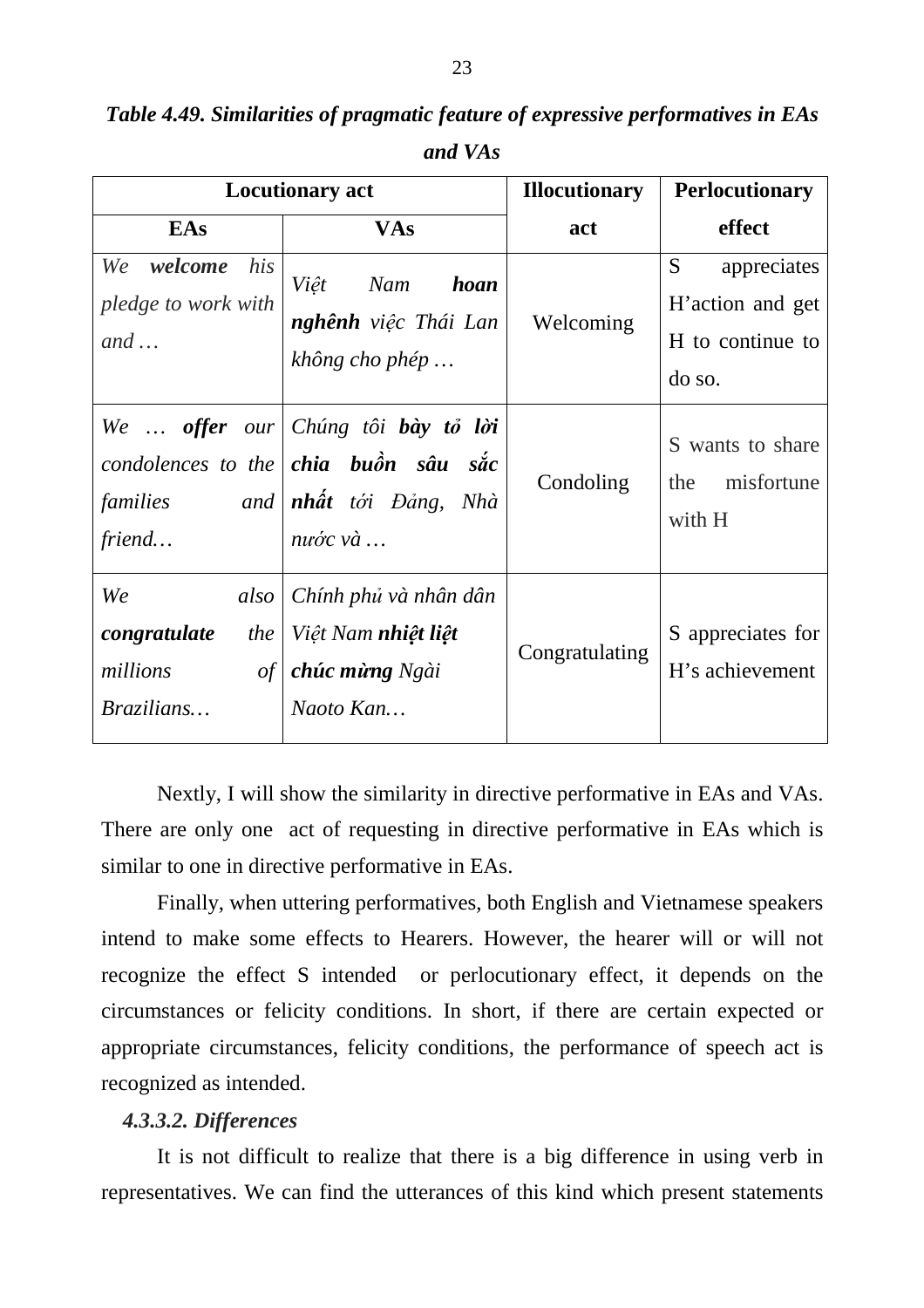***Table 4.49. Similarities of pragmatic feature of expressive performatives in EAs and VAs***

| Locutionary act | | Illocutionary act | Perlocutionary effect |
|---|---|---|---|
| **EAs** | **VAs** | | |
| *We* ***welcome*** *his pledge to work with and …* | *Việt Nam* ***hoan nghênh*** *việc Thái Lan không cho phép …* | Welcoming | S appreciates H'action and get H to continue to do so. |
| *We …* ***offer*** *our condolences to the families and friend…* | *Chúng tôi* ***bày tỏ lời chia buồn sâu sắc nhất*** *tới Đảng, Nhà nước và …* | Condoling | S wants to share the misfortune with H |
| *We also* ***congratulate*** *the millions of Brazilians…* | *Chính phủ và nhân dân Việt Nam* ***nhiệt liệt chúc mừng*** *Ngài Naoto Kan…* | Congratulating | S appreciates for H's achievement |

Nextly, I will show the similarity in directive performative in EAs and VAs. There are only one act of requesting in directive performative in EAs which is similar to one in directive performative in EAs.

Finally, when uttering performatives, both English and Vietnamese speakers intend to make some effects to Hearers. However, the hearer will or will not recognize the effect S intended or perlocutionary effect, it depends on the circumstances or felicity conditions. In short, if there are certain expected or appropriate circumstances, felicity conditions, the performance of speech act is recognized as intended.

#### *4.3.3.2. Differences*

It is not difficult to realize that there is a big difference in using verb in representatives. We can find the utterances of this kind which present statements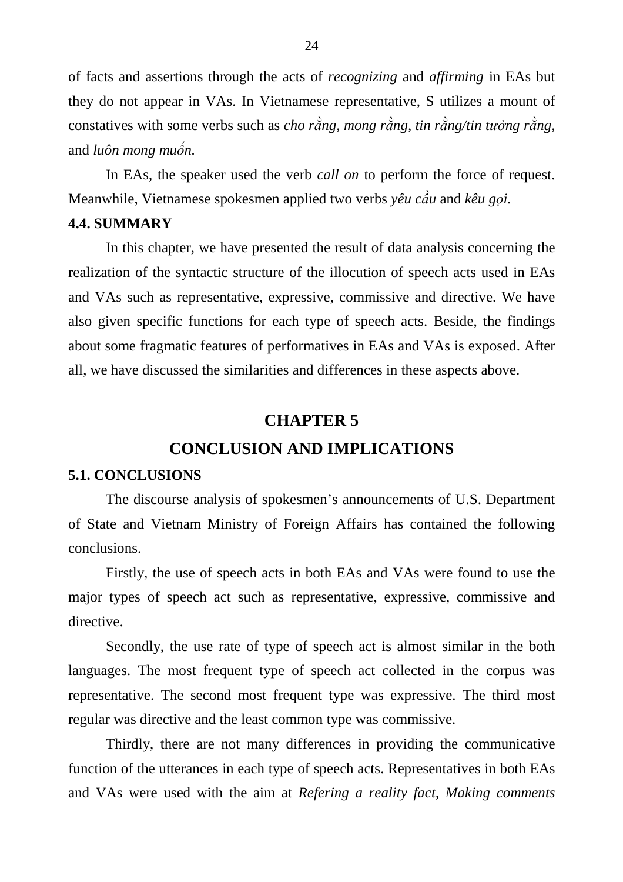of facts and assertions through the acts of *recognizing* and *affirming* in EAs but they do not appear in VAs. In Vietnamese representative, S utilizes a mount of constatives with some verbs such as *cho rằng, mong rằng, tin rằng/tin tưởng rằng,* and *luôn mong muốn.*

In EAs, the speaker used the verb *call on* to perform the force of request. Meanwhile, Vietnamese spokesmen applied two verbs *yêu cầu* and *kêu gọi.*

### 4.4. SUMMARY

In this chapter, we have presented the result of data analysis concerning the realization of the syntactic structure of the illocution of speech acts used in EAs and VAs such as representative, expressive, commissive and directive. We have also given specific functions for each type of speech acts. Beside, the findings about some fragmatic features of performatives in EAs and VAs is exposed. After all, we have discussed the similarities and differences in these aspects above.

# CHAPTER 5

# CONCLUSION AND IMPLICATIONS

### 5.1. CONCLUSIONS

The discourse analysis of spokesmen's announcements of U.S. Department of State and Vietnam Ministry of Foreign Affairs has contained the following conclusions.

Firstly, the use of speech acts in both EAs and VAs were found to use the major types of speech act such as representative, expressive, commissive and directive.

Secondly, the use rate of type of speech act is almost similar in the both languages. The most frequent type of speech act collected in the corpus was representative. The second most frequent type was expressive. The third most regular was directive and the least common type was commissive.

Thirdly, there are not many differences in providing the communicative function of the utterances in each type of speech acts. Representatives in both EAs and VAs were used with the aim at *Refering a reality fact*, *Making comments*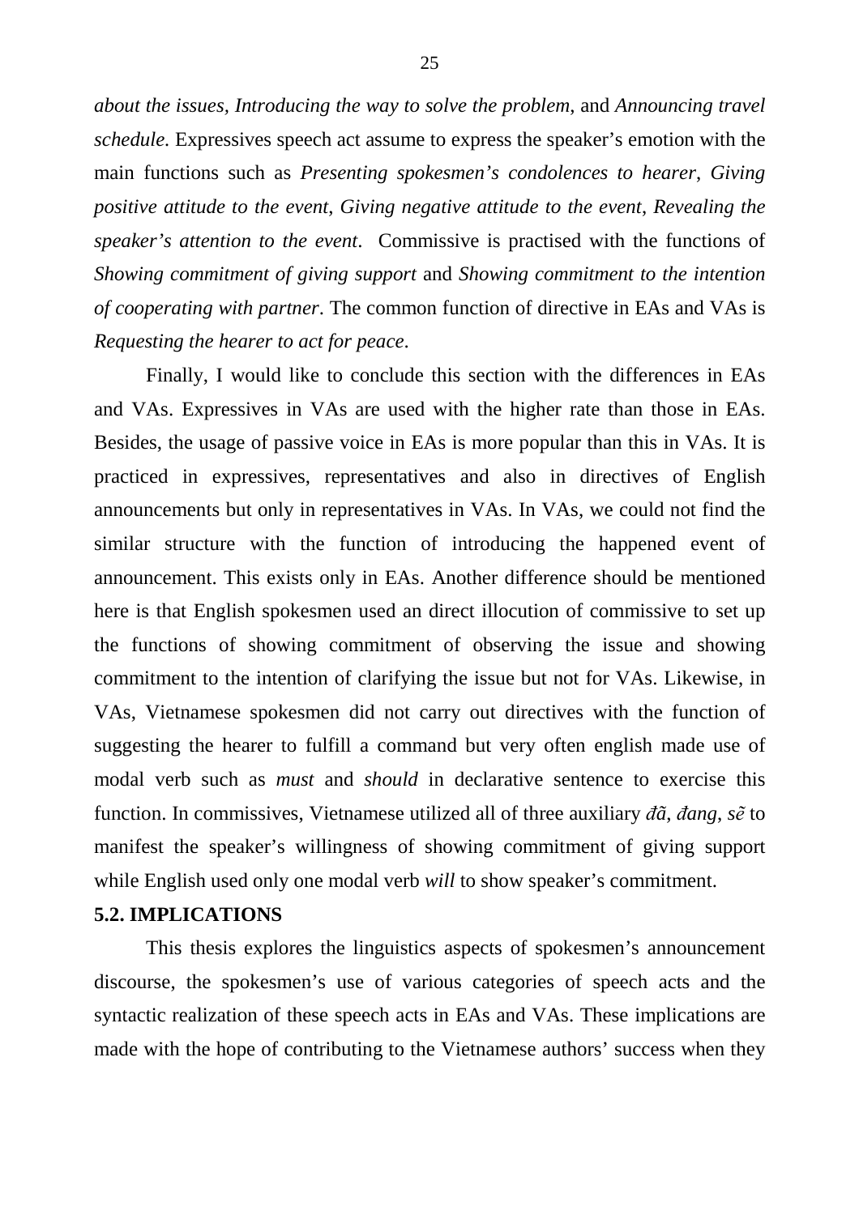*about the issues, Introducing the way to solve the problem*, and *Announcing travel schedule.* Expressives speech act assume to express the speaker's emotion with the main functions such as *Presenting spokesmen's condolences to hearer*, *Giving positive attitude to the event*, *Giving negative attitude to the event*, *Revealing the speaker's attention to the event*. Commissive is practised with the functions of *Showing commitment of giving support* and *Showing commitment to the intention of cooperating with partner*. The common function of directive in EAs and VAs is *Requesting the hearer to act for peace*.

Finally, I would like to conclude this section with the differences in EAs and VAs. Expressives in VAs are used with the higher rate than those in EAs. Besides, the usage of passive voice in EAs is more popular than this in VAs. It is practiced in expressives, representatives and also in directives of English announcements but only in representatives in VAs. In VAs, we could not find the similar structure with the function of introducing the happened event of announcement. This exists only in EAs. Another difference should be mentioned here is that English spokesmen used an direct illocution of commissive to set up the functions of showing commitment of observing the issue and showing commitment to the intention of clarifying the issue but not for VAs. Likewise, in VAs, Vietnamese spokesmen did not carry out directives with the function of suggesting the hearer to fulfill a command but very often english made use of modal verb such as *must* and *should* in declarative sentence to exercise this function. In commissives, Vietnamese utilized all of three auxiliary *đã*, *đang*, *sẽ* to manifest the speaker's willingness of showing commitment of giving support while English used only one modal verb *will* to show speaker's commitment.

## 5.2. IMPLICATIONS

This thesis explores the linguistics aspects of spokesmen's announcement discourse, the spokesmen's use of various categories of speech acts and the syntactic realization of these speech acts in EAs and VAs. These implications are made with the hope of contributing to the Vietnamese authors' success when they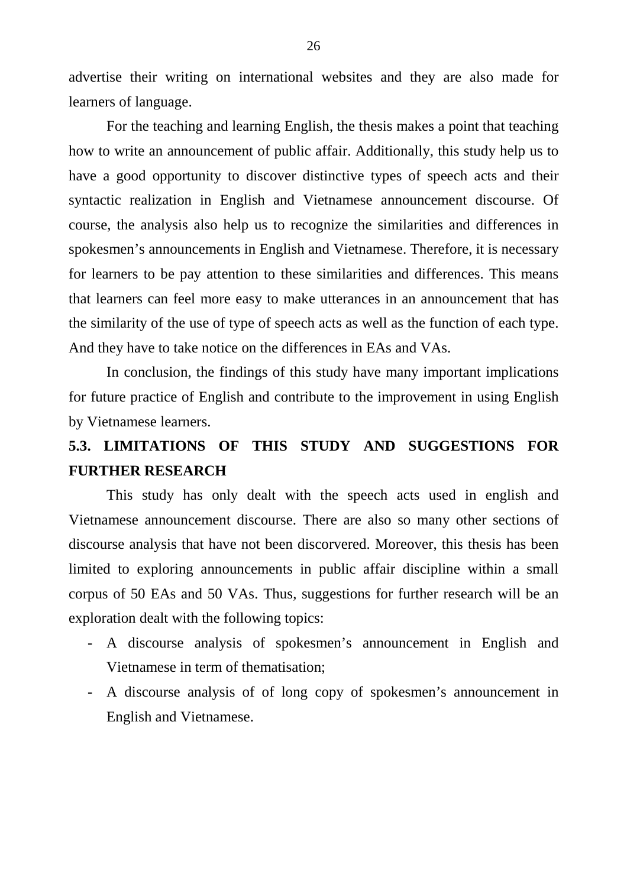advertise their writing on international websites and they are also made for learners of language.

For the teaching and learning English, the thesis makes a point that teaching how to write an announcement of public affair. Additionally, this study help us to have a good opportunity to discover distinctive types of speech acts and their syntactic realization in English and Vietnamese announcement discourse. Of course, the analysis also help us to recognize the similarities and differences in spokesmen's announcements in English and Vietnamese. Therefore, it is necessary for learners to be pay attention to these similarities and differences. This means that learners can feel more easy to make utterances in an announcement that has the similarity of the use of type of speech acts as well as the function of each type. And they have to take notice on the differences in EAs and VAs.

In conclusion, the findings of this study have many important implications for future practice of English and contribute to the improvement in using English by Vietnamese learners.

## 5.3. LIMITATIONS OF THIS STUDY AND SUGGESTIONS FOR FURTHER RESEARCH

This study has only dealt with the speech acts used in english and Vietnamese announcement discourse. There are also so many other sections of discourse analysis that have not been discorvered. Moreover, this thesis has been limited to exploring announcements in public affair discipline within a small corpus of 50 EAs and 50 VAs. Thus, suggestions for further research will be an exploration dealt with the following topics:

- A discourse analysis of spokesmen's announcement in English and Vietnamese in term of thematisation;
- A discourse analysis of of long copy of spokesmen's announcement in English and Vietnamese.